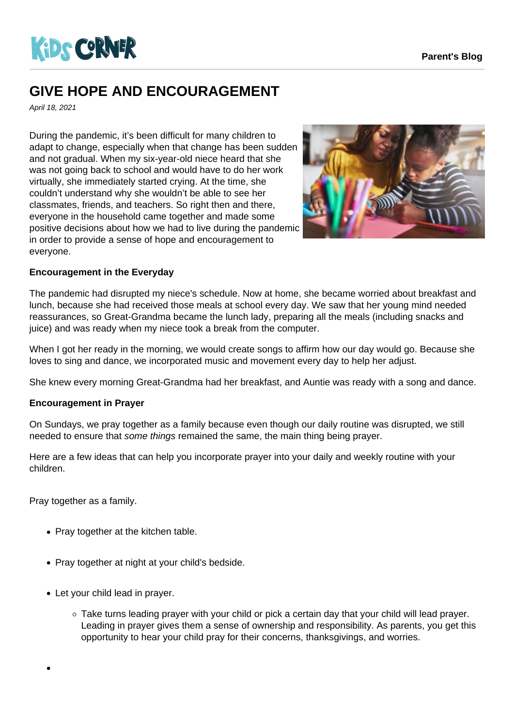# GIVE HOPE AND ENCOURAGEMENT

*April 18, 2021*

During the pandemic, it's been difficult for many children to adapt to change, especially when that change has been sudden and not gradual. When my six-year-old niece heard that she was not going back to school and would have to do her work virtually, she immediately started crying. At the time, she couldn't understand why she wouldn't be able to see her classmates, friends, and teachers. So right then and there, everyone in the household came together and made some positive decisions about how we had to live during the pandemic in order to provide a sense of hope and encouragement to everyone.

**Encouragement in the Everyday**

The pandemic had disrupted my niece's schedule. Now at home, she became worried about breakfast and lunch, because she had received those meals at school every day. We saw that her young mind needed reassurances, so Great-Grandma became the lunch lady, preparing all the meals (including snacks and juice) and was ready when my niece took a break from the computer.

When I got her ready in the morning, we would create songs to affirm how our day would go. Because she loves to sing and dance, we incorporated music and movement every day to help her adjust.

She knew every morning Great-Grandma had her breakfast, and Auntie was ready with a song and dance.

**Encouragement in Prayer**

On Sundays, we pray together as a family because even though our daily routine was disrupted, we still needed to ensure that *some things* remained the same, the main thing being prayer.

Here are a few ideas that can help you incorporate prayer into your daily and weekly routine with your children.

Pray together as a family.

- Pray together at the kitchen table.
- Pray together at night at your child's bedside.
- Let your child lead in prayer.
  - Take turns leading prayer with your child or pick a certain day that your child will lead prayer. Leading in prayer gives them a sense of ownership and responsibility. As parents, you get this opportunity to hear your child pray for their concerns, thanksgivings, and worries.
-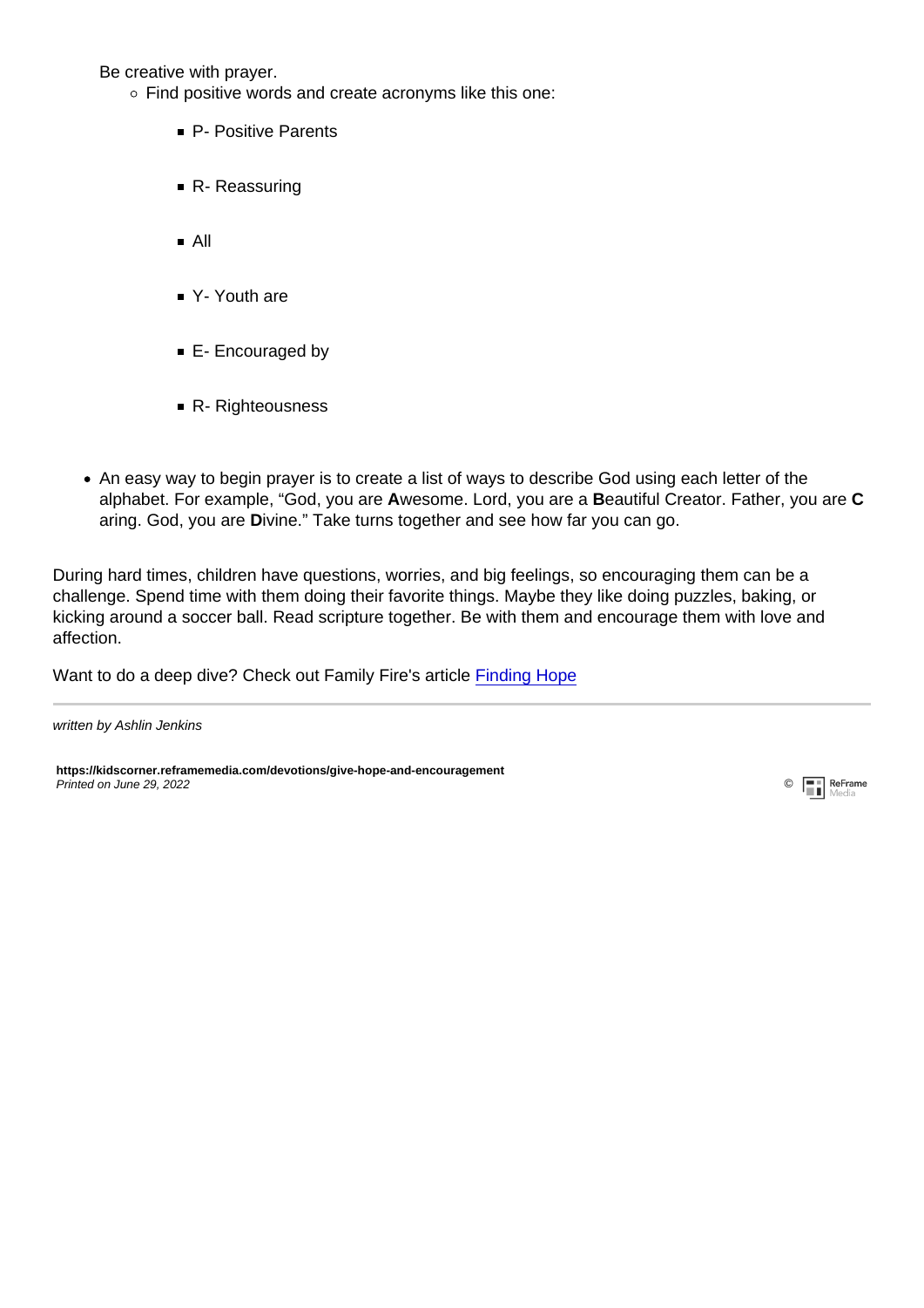- Be creative with prayer.
    - Find positive words and create acronyms like this one:
        - P- Positive Parents
        - R- Reassuring
        - All
        - Y- Youth are
        - E- Encouraged by
        - R- Righteousness
- An easy way to begin prayer is to create a list of ways to describe God using each letter of the alphabet. For example, "God, you are **A**wesome. Lord, you are a **B**eautiful Creator. Father, you are **C** aring. God, you are **D**ivine." Take turns together and see how far you can go.

During hard times, children have questions, worries, and big feelings, so encouraging them can be a challenge. Spend time with them doing their favorite things. Maybe they like doing puzzles, baking, or kicking around a soccer ball. Read scripture together. Be with them and encourage them with love and affection.

Want to do a deep dive? Check out Family Fire's article Finding Hope

---

*written by Ashlin Jenkins*

**https://kidscorner.reframemedia.com/devotions/give-hope-and-encouragement**
*Printed on June 29, 2022*

© ReFrame Media